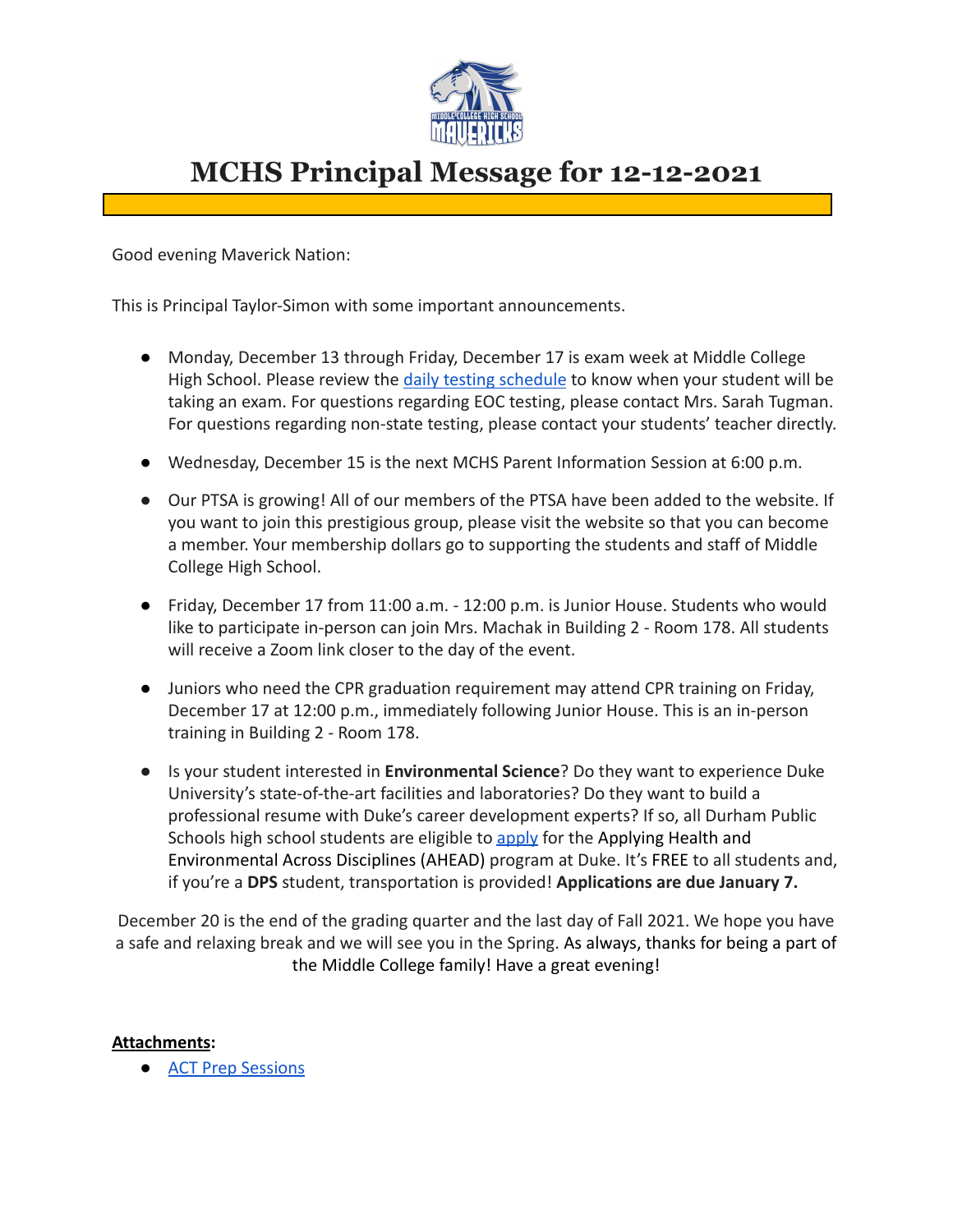# MCHS Principal Message for 12-12-2021

Good evening Maverick Nation:

This is Principal Taylor-Simon with some important announcements.

- Monday, December 13 through Friday, December 17 is exam week at Middle College High School. Please review the daily testing schedule to know when your student will be taking an exam. For questions regarding EOC testing, please contact Mrs. Sarah Tugman. For questions regarding non-state testing, please contact your students' teacher directly.

- Wednesday, December 15 is the next MCHS Parent Information Session at 6:00 p.m.

- Our PTSA is growing! All of our members of the PTSA have been added to the website. If you want to join this prestigious group, please visit the website so that you can become a member. Your membership dollars go to supporting the students and staff of Middle College High School.

- Friday, December 17 from 11:00 a.m. - 12:00 p.m. is Junior House. Students who would like to participate in-person can join Mrs. Machak in Building 2 - Room 178. All students will receive a Zoom link closer to the day of the event.

- Juniors who need the CPR graduation requirement may attend CPR training on Friday, December 17 at 12:00 p.m., immediately following Junior House. This is an in-person training in Building 2 - Room 178.

- Is your student interested in **Environmental Science**? Do they want to experience Duke University's state-of-the-art facilities and laboratories? Do they want to build a professional resume with Duke's career development experts? If so, all Durham Public Schools high school students are eligible to apply for the Applying Health and Environmental Across Disciplines (AHEAD) program at Duke. It's FREE to all students and, if you're a **DPS** student, transportation is provided! **Applications are due January 7.**

December 20 is the end of the grading quarter and the last day of Fall 2021. We hope you have a safe and relaxing break and we will see you in the Spring. As always, thanks for being a part of the Middle College family! Have a great evening!

**Attachments:**

- ACT Prep Sessions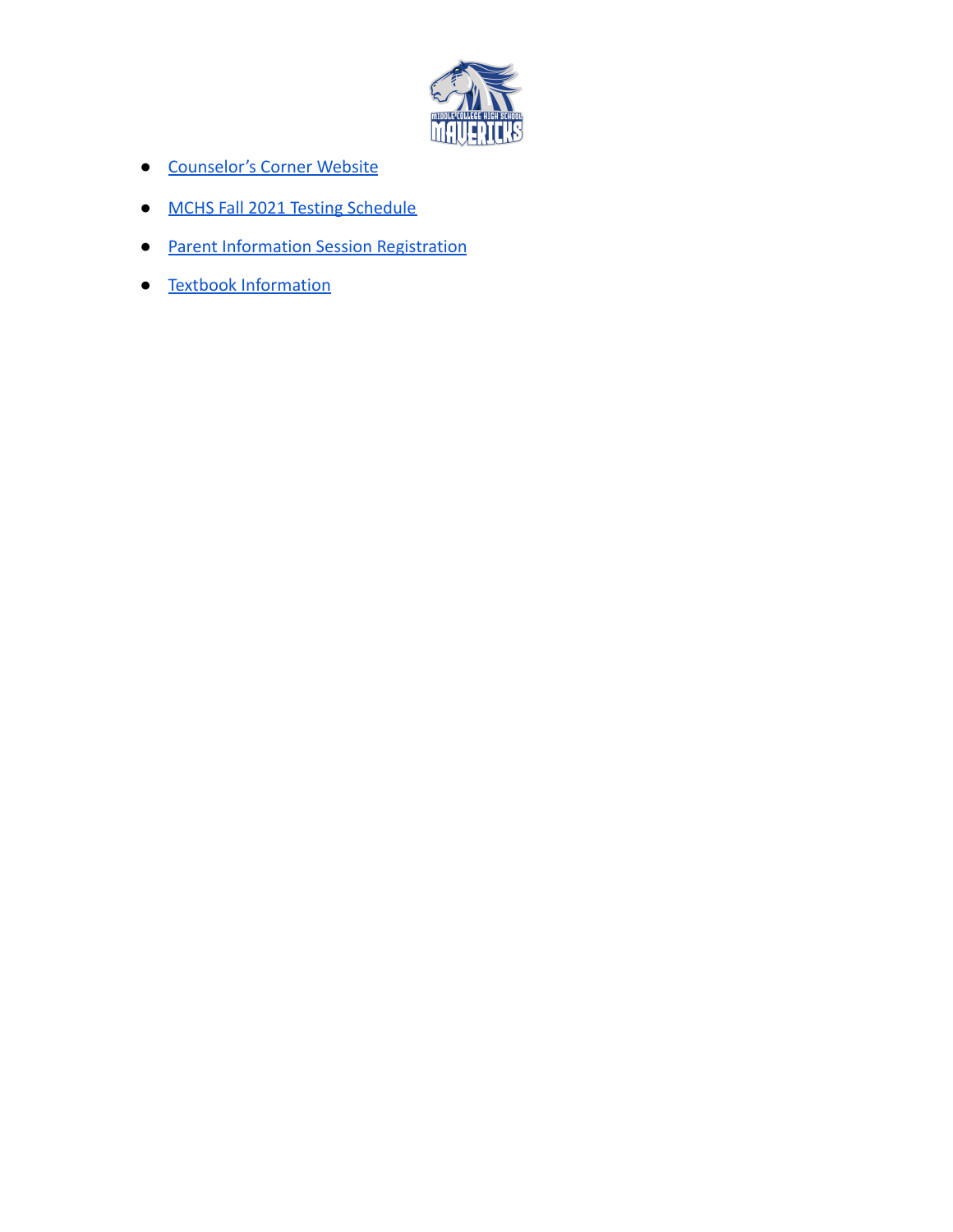- Counselor's Corner Website
- MCHS Fall 2021 Testing Schedule
- Parent Information Session Registration
- Textbook Information